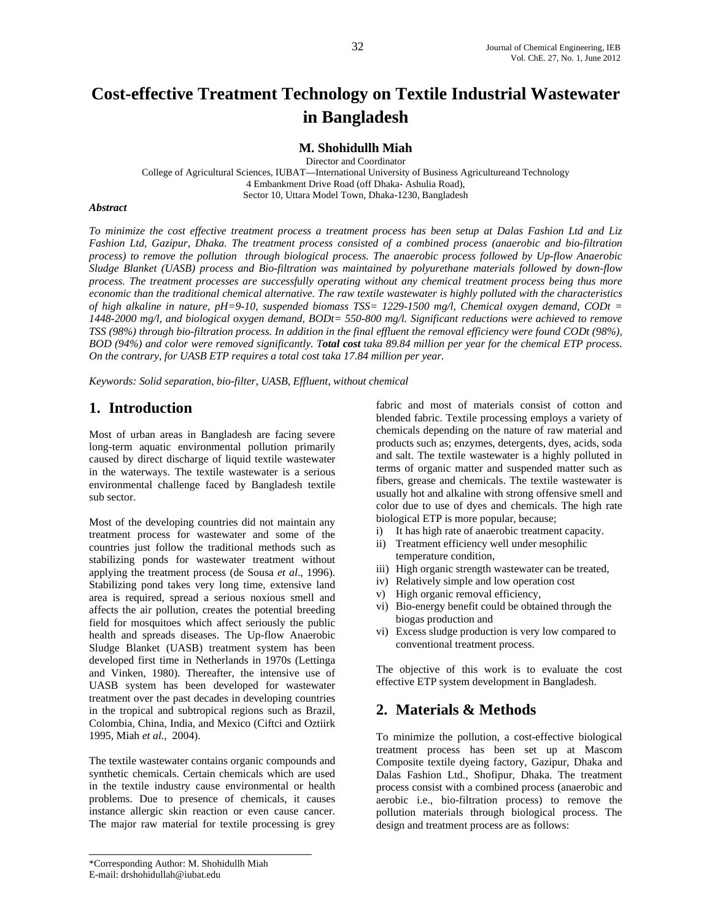# Cost-effective Treatment Technology on Textile Industrial Wastewater in Bangladesh

**M. Shohidullh Miah**

Director and Coordinator
College of Agricultural Sciences, IUBAT—International University of Business Agricultureand Technology
4 Embankment Drive Road (off Dhaka- Ashulia Road),
Sector 10, Uttara Model Town, Dhaka-1230, Bangladesh

***Abstract***

*To minimize the cost effective treatment process a treatment process has been setup at Dalas Fashion Ltd and Liz Fashion Ltd, Gazipur, Dhaka. The treatment process consisted of a combined process (anaerobic and bio-filtration process) to remove the pollution through biological process. The anaerobic process followed by Up-flow Anaerobic Sludge Blanket (UASB) process and Bio-filtration was maintained by polyurethane materials followed by down-flow process. The treatment processes are successfully operating without any chemical treatment process being thus more economic than the traditional chemical alternative. The raw textile wastewater is highly polluted with the characteristics of high alkaline in nature, pH=9-10, suspended biomass TSS= 1229-1500 mg/l, Chemical oxygen demand, CODt = 1448-2000 mg/l, and biological oxygen demand, BODt= 550-800 mg/l. Significant reductions were achieved to remove TSS (98%) through bio-filtration process. In addition in the final effluent the removal efficiency were found CODt (98%), BOD (94%) and color were removed significantly. T**otal cost** taka 89.84 million per year for the chemical ETP process. On the contrary, for UASB ETP requires a total cost taka 17.84 million per year.*

*Keywords: Solid separation, bio-filter, UASB, Effluent, without chemical*

## 1. Introduction

Most of urban areas in Bangladesh are facing severe long-term aquatic environmental pollution primarily caused by direct discharge of liquid textile wastewater in the waterways. The textile wastewater is a serious environmental challenge faced by Bangladesh textile sub sector.

Most of the developing countries did not maintain any treatment process for wastewater and some of the countries just follow the traditional methods such as stabilizing ponds for wastewater treatment without applying the treatment process (de Sousa *et al*., 1996). Stabilizing pond takes very long time, extensive land area is required, spread a serious noxious smell and affects the air pollution, creates the potential breeding field for mosquitoes which affect seriously the public health and spreads diseases. The Up-flow Anaerobic Sludge Blanket (UASB) treatment system has been developed first time in Netherlands in 1970s (Lettinga and Vinken, 1980). Thereafter, the intensive use of UASB system has been developed for wastewater treatment over the past decades in developing countries in the tropical and subtropical regions such as Brazil, Colombia, China, India, and Mexico (Ciftci and Oztiirk 1995, Miah *et al.*, 2004).

The textile wastewater contains organic compounds and synthetic chemicals. Certain chemicals which are used in the textile industry cause environmental or health problems. Due to presence of chemicals, it causes instance allergic skin reaction or even cause cancer. The major raw material for textile processing is grey fabric and most of materials consist of cotton and blended fabric. Textile processing employs a variety of chemicals depending on the nature of raw material and products such as; enzymes, detergents, dyes, acids, soda and salt. The textile wastewater is a highly polluted in terms of organic matter and suspended matter such as fibers, grease and chemicals. The textile wastewater is usually hot and alkaline with strong offensive smell and color due to use of dyes and chemicals. The high rate biological ETP is more popular, because;

i) It has high rate of anaerobic treatment capacity.
ii) Treatment efficiency well under mesophilic temperature condition,
iii) High organic strength wastewater can be treated,
iv) Relatively simple and low operation cost
v) High organic removal efficiency,
vi) Bio-energy benefit could be obtained through the biogas production and
vi) Excess sludge production is very low compared to conventional treatment process.

The objective of this work is to evaluate the cost effective ETP system development in Bangladesh.

## 2. Materials & Methods

To minimize the pollution, a cost-effective biological treatment process has been set up at Mascom Composite textile dyeing factory, Gazipur, Dhaka and Dalas Fashion Ltd., Shofipur, Dhaka. The treatment process consist with a combined process (anaerobic and aerobic i.e., bio-filtration process) to remove the pollution materials through biological process. The design and treatment process are as follows:

*Corresponding Author: M. Shohidullh Miah
E-mail: drshohidullah@iubat.edu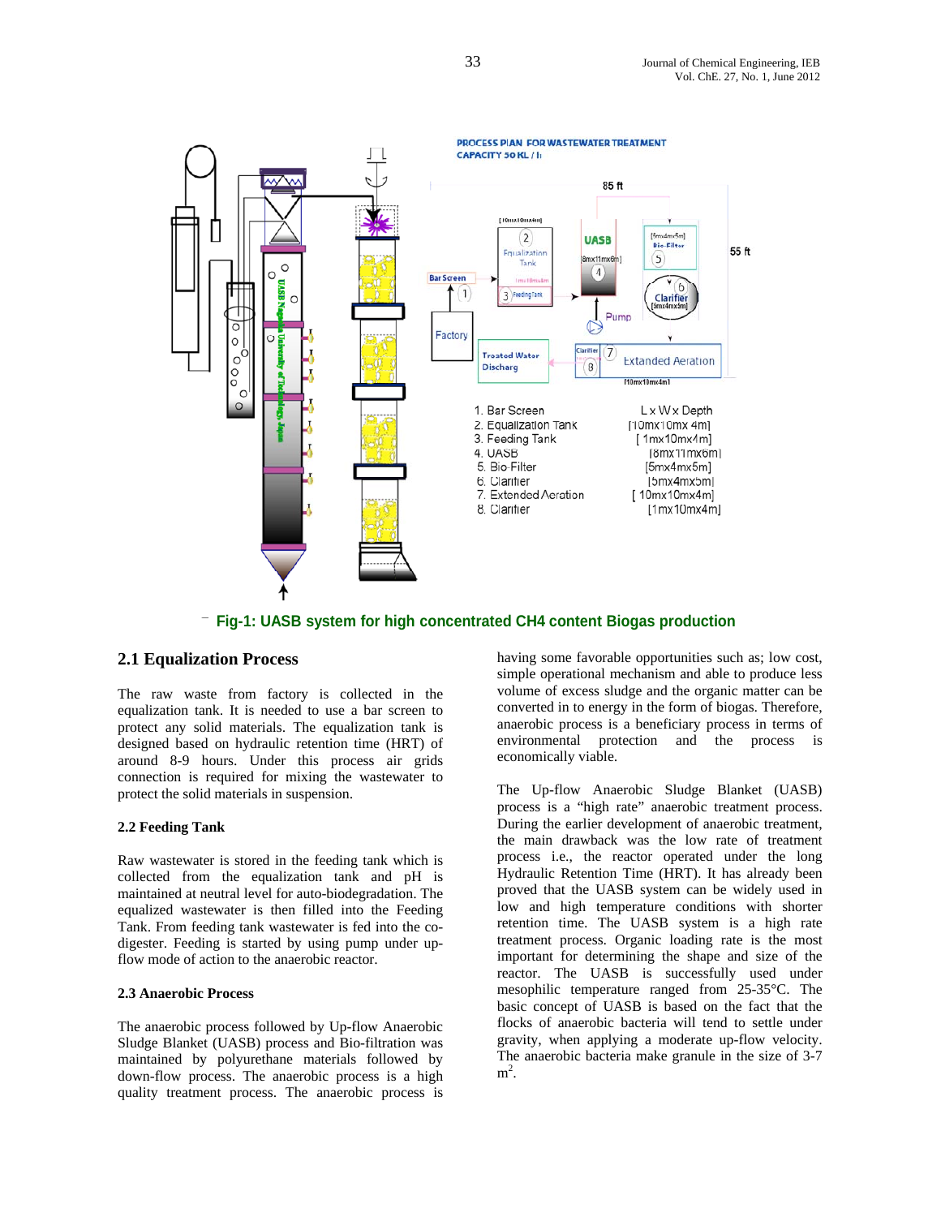Fig-1: UASB system for high concentrated CH4 content Biogas production

## 2.1 Equalization Process

The raw waste from factory is collected in the equalization tank. It is needed to use a bar screen to protect any solid materials. The equalization tank is designed based on hydraulic retention time (HRT) of around 8-9 hours. Under this process air grids connection is required for mixing the wastewater to protect the solid materials in suspension.

### 2.2 Feeding Tank

Raw wastewater is stored in the feeding tank which is collected from the equalization tank and pH is maintained at neutral level for auto-biodegradation. The equalized wastewater is then filled into the Feeding Tank. From feeding tank wastewater is fed into the co-digester. Feeding is started by using pump under up-flow mode of action to the anaerobic reactor.

### 2.3 Anaerobic Process

The anaerobic process followed by Up-flow Anaerobic Sludge Blanket (UASB) process and Bio-filtration was maintained by polyurethane materials followed by down-flow process. The anaerobic process is a high quality treatment process. The anaerobic process is having some favorable opportunities such as; low cost, simple operational mechanism and able to produce less volume of excess sludge and the organic matter can be converted in to energy in the form of biogas. Therefore, anaerobic process is a beneficiary process in terms of environmental protection and the process is economically viable.

The Up-flow Anaerobic Sludge Blanket (UASB) process is a “high rate” anaerobic treatment process. During the earlier development of anaerobic treatment, the main drawback was the low rate of treatment process i.e., the reactor operated under the long Hydraulic Retention Time (HRT). It has already been proved that the UASB system can be widely used in low and high temperature conditions with shorter retention time. The UASB system is a high rate treatment process. Organic loading rate is the most important for determining the shape and size of the reactor. The UASB is successfully used under mesophilic temperature ranged from 25-35°C. The basic concept of UASB is based on the fact that the flocks of anaerobic bacteria will tend to settle under gravity, when applying a moderate up-flow velocity. The anaerobic bacteria make granule in the size of 3-7 $m^2$.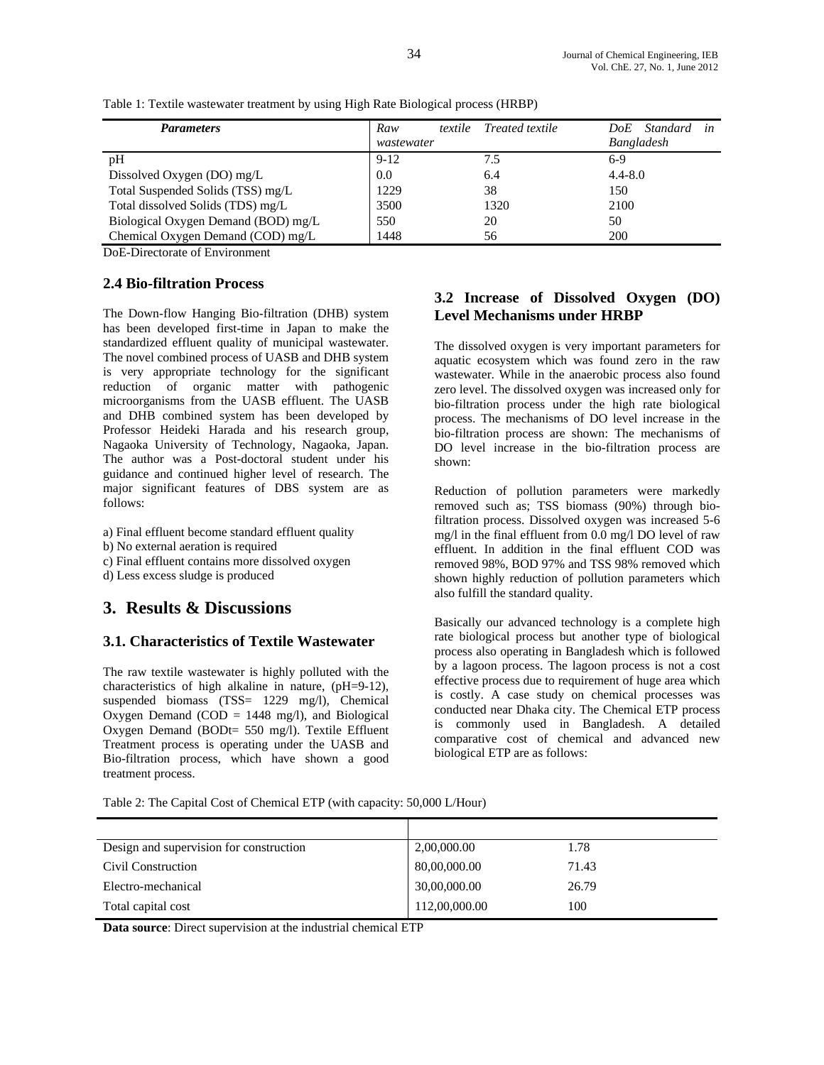Table 1: Textile wastewater treatment by using High Rate Biological process (HRBP)

| *Parameters* | *Raw textile wastewater* | *Treated textile* | *DoE Standard in Bangladesh* |
|---|---|---|---|
| pH | 9-12 | 7.5 | 6-9 |
| Dissolved Oxygen (DO) mg/L | 0.0 | 6.4 | 4.4-8.0 |
| Total Suspended Solids (TSS) mg/L | 1229 | 38 | 150 |
| Total dissolved Solids (TDS) mg/L | 3500 | 1320 | 2100 |
| Biological Oxygen Demand (BOD) mg/L | 550 | 20 | 50 |
| Chemical Oxygen Demand (COD) mg/L | 1448 | 56 | 200 |

DoE-Directorate of Environment

### 2.4 Bio-filtration Process

The Down-flow Hanging Bio-filtration (DHB) system has been developed first-time in Japan to make the standardized effluent quality of municipal wastewater. The novel combined process of UASB and DHB system is very appropriate technology for the significant reduction of organic matter with pathogenic microorganisms from the UASB effluent. The UASB and DHB combined system has been developed by Professor Heideki Harada and his research group, Nagaoka University of Technology, Nagaoka, Japan. The author was a Post-doctoral student under his guidance and continued higher level of research. The major significant features of DBS system are as follows:

a) Final effluent become standard effluent quality
b) No external aeration is required
c) Final effluent contains more dissolved oxygen
d) Less excess sludge is produced

## 3. Results & Discussions

### 3.1. Characteristics of Textile Wastewater

The raw textile wastewater is highly polluted with the characteristics of high alkaline in nature, (pH=9-12), suspended biomass (TSS= 1229 mg/l), Chemical Oxygen Demand (COD = 1448 mg/l), and Biological Oxygen Demand (BODt= 550 mg/l). Textile Effluent Treatment process is operating under the UASB and Bio-filtration process, which have shown a good treatment process.

### 3.2 Increase of Dissolved Oxygen (DO) Level Mechanisms under HRBP

The dissolved oxygen is very important parameters for aquatic ecosystem which was found zero in the raw wastewater. While in the anaerobic process also found zero level. The dissolved oxygen was increased only for bio-filtration process under the high rate biological process. The mechanisms of DO level increase in the bio-filtration process are shown: The mechanisms of DO level increase in the bio-filtration process are shown:

Reduction of pollution parameters were markedly removed such as; TSS biomass (90%) through bio-filtration process. Dissolved oxygen was increased 5-6 mg/l in the final effluent from 0.0 mg/l DO level of raw effluent. In addition in the final effluent COD was removed 98%, BOD 97% and TSS 98% removed which shown highly reduction of pollution parameters which also fulfill the standard quality.

Basically our advanced technology is a complete high rate biological process but another type of biological process also operating in Bangladesh which is followed by a lagoon process. The lagoon process is not a cost effective process due to requirement of huge area which is costly. A case study on chemical processes was conducted near Dhaka city. The Chemical ETP process is commonly used in Bangladesh. A detailed comparative cost of chemical and advanced new biological ETP are as follows:

Table 2: The Capital Cost of Chemical ETP (with capacity: 50,000 L/Hour)

| | | |
|---|---|---|
| Design and supervision for construction | 2,00,000.00 | 1.78 |
| Civil Construction | 80,00,000.00 | 71.43 |
| Electro-mechanical | 30,00,000.00 | 26.79 |
| Total capital cost | 112,00,000.00 | 100 |

**Data source**: Direct supervision at the industrial chemical ETP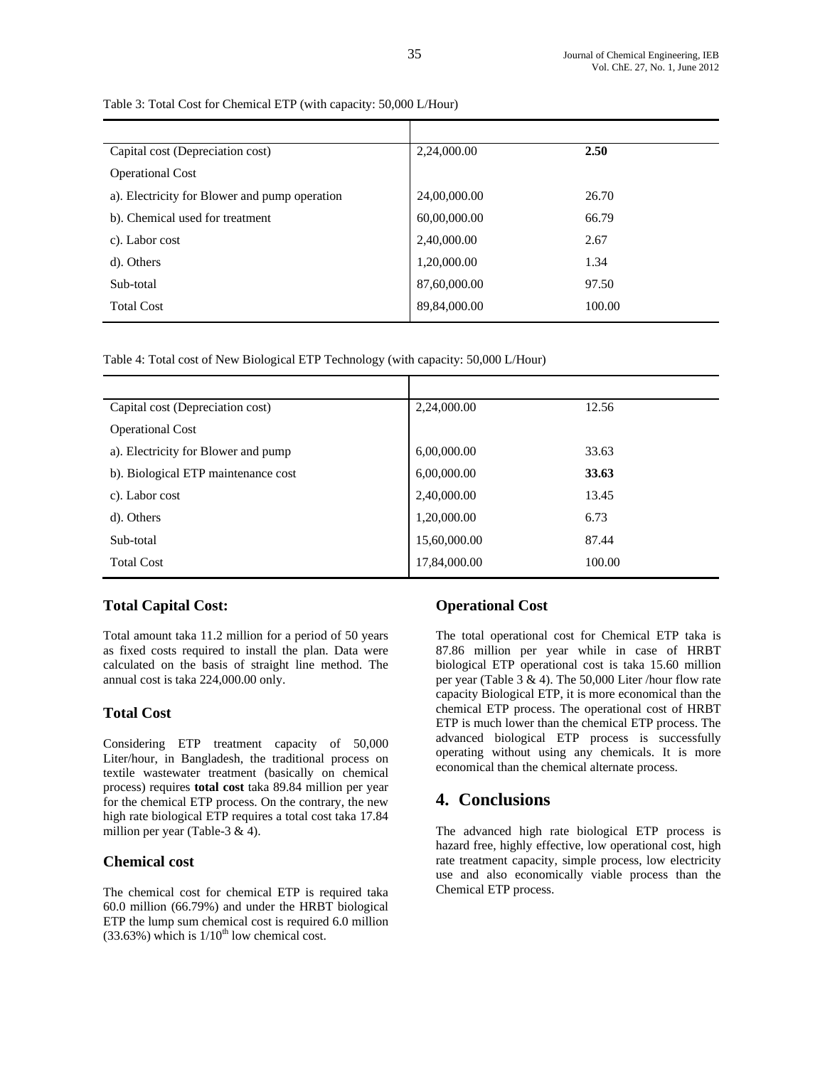Table 3: Total Cost for Chemical ETP (with capacity: 50,000 L/Hour)

| | | |
|---|---|---|
| Capital cost (Depreciation cost) | 2,24,000.00 | **2.50** |
| Operational Cost | | |
| a). Electricity for Blower and pump operation | 24,00,000.00 | 26.70 |
| b). Chemical used for treatment | 60,00,000.00 | 66.79 |
| c). Labor cost | 2,40,000.00 | 2.67 |
| d). Others | 1,20,000.00 | 1.34 |
| Sub-total | 87,60,000.00 | 97.50 |
| Total Cost | 89,84,000.00 | 100.00 |

Table 4: Total cost of New Biological ETP Technology (with capacity: 50,000 L/Hour)

| | | |
|---|---|---|
| Capital cost (Depreciation cost) | 2,24,000.00 | 12.56 |
| Operational Cost | | |
| a). Electricity for Blower and pump | 6,00,000.00 | 33.63 |
| b). Biological ETP maintenance cost | 6,00,000.00 | **33.63** |
| c). Labor cost | 2,40,000.00 | 13.45 |
| d). Others | 1,20,000.00 | 6.73 |
| Sub-total | 15,60,000.00 | 87.44 |
| Total Cost | 17,84,000.00 | 100.00 |

### Total Capital Cost:

Total amount taka 11.2 million for a period of 50 years as fixed costs required to install the plan. Data were calculated on the basis of straight line method. The annual cost is taka 224,000.00 only.

### Total Cost

Considering ETP treatment capacity of 50,000 Liter/hour, in Bangladesh, the traditional process on textile wastewater treatment (basically on chemical process) requires **total cost** taka 89.84 million per year for the chemical ETP process. On the contrary, the new high rate biological ETP requires a total cost taka 17.84 million per year (Table-3 & 4).

### Chemical cost

The chemical cost for chemical ETP is required taka 60.0 million (66.79%) and under the HRBT biological ETP the lump sum chemical cost is required 6.0 million (33.63%) which is $1/10^{th}$ low chemical cost.

### Operational Cost

The total operational cost for Chemical ETP taka is 87.86 million per year while in case of HRBT biological ETP operational cost is taka 15.60 million per year (Table 3 & 4). The 50,000 Liter /hour flow rate capacity Biological ETP, it is more economical than the chemical ETP process. The operational cost of HRBT ETP is much lower than the chemical ETP process. The advanced biological ETP process is successfully operating without using any chemicals. It is more economical than the chemical alternate process.

## 4. Conclusions

The advanced high rate biological ETP process is hazard free, highly effective, low operational cost, high rate treatment capacity, simple process, low electricity use and also economically viable process than the Chemical ETP process.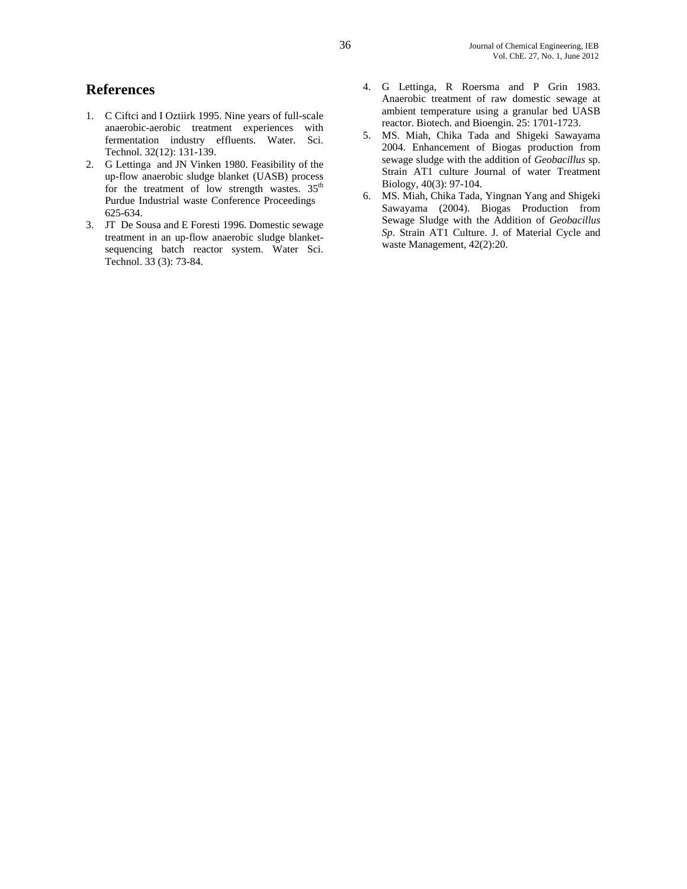## References

1. C Ciftci and I Oztiirk 1995. Nine years of full-scale anaerobic-aerobic treatment experiences with fermentation industry effluents. Water. Sci. Technol. 32(12): 131-139.
2. G Lettinga and JN Vinken 1980. Feasibility of the up-flow anaerobic sludge blanket (UASB) process for the treatment of low strength wastes. 35th Purdue Industrial waste Conference Proceedings 625-634.
3. JT De Sousa and E Foresti 1996. Domestic sewage treatment in an up-flow anaerobic sludge blanket-sequencing batch reactor system. Water Sci. Technol. 33 (3): 73-84.
4. G Lettinga, R Roersma and P Grin 1983. Anaerobic treatment of raw domestic sewage at ambient temperature using a granular bed UASB reactor. Biotech. and Bioengin. 25: 1701-1723.
5. MS. Miah, Chika Tada and Shigeki Sawayama 2004. Enhancement of Biogas production from sewage sludge with the addition of *Geobacillus* sp. Strain AT1 culture Journal of water Treatment Biology, 40(3): 97-104.
6. MS. Miah, Chika Tada, Yingnan Yang and Shigeki Sawayama (2004). Biogas Production from Sewage Sludge with the Addition of *Geobacillus Sp*. Strain AT1 Culture. J. of Material Cycle and waste Management, 42(2):20.